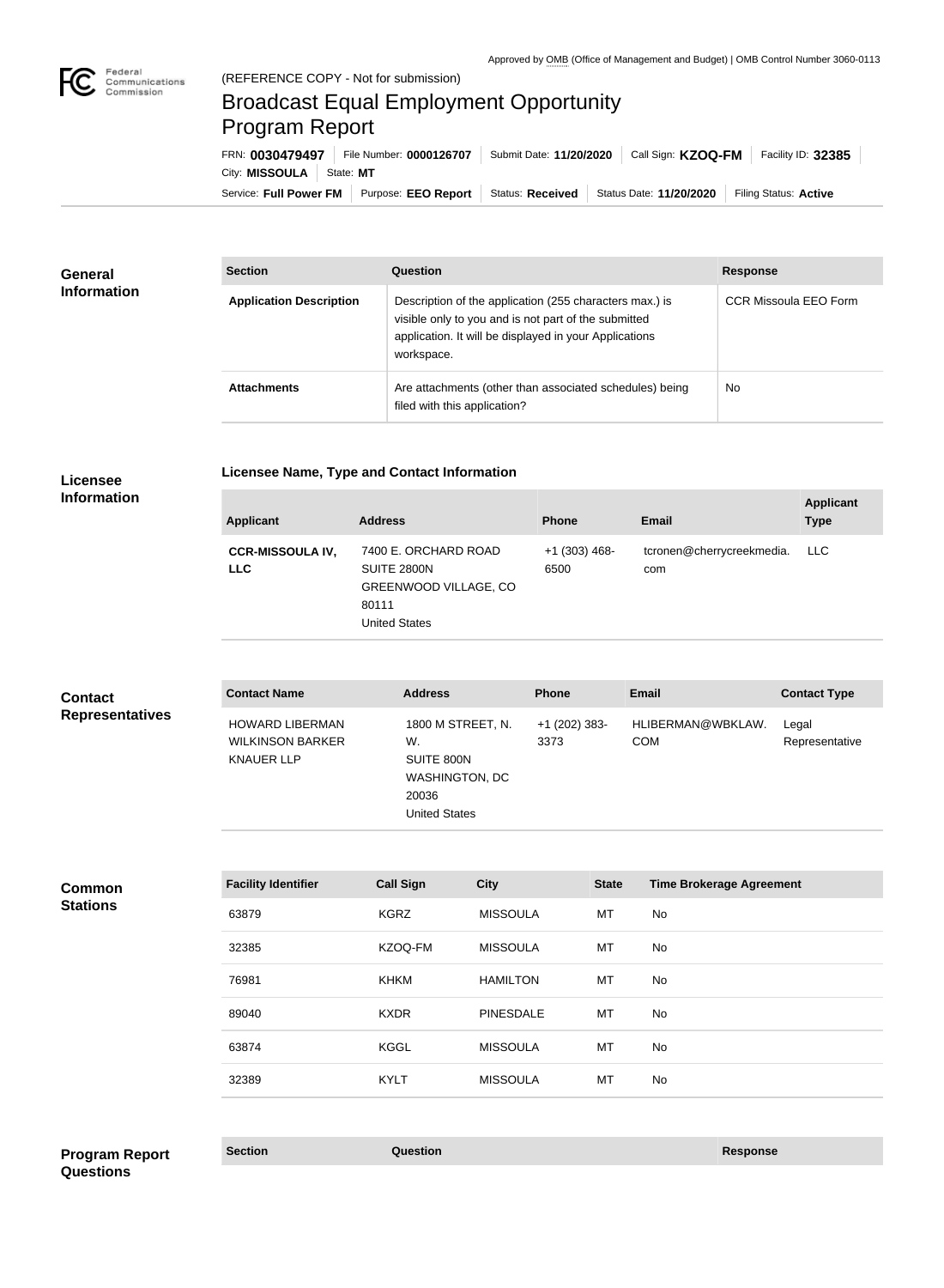Approved by OMB (Office of Management and Budget) | OMB Control Number 3060-0113

(REFERENCE COPY - Not for submission)

# Broadcast Equal Employment Opportunity Program Report

FRN: **0030479497** | File Number: **0000126707** | Submit Date: **11/20/2020** | Call Sign: **KZOQ-FM** | Facility ID: **32385** | City: **MISSOULA** | State: **MT**

Service: **Full Power FM** | Purpose: **EEO Report** | Status: **Received** | Status Date: **11/20/2020** | Filing Status: **Active**

## General Information

| Section | Question | Response |
| --- | --- | --- |
| **Application Description** | Description of the application (255 characters max.) is visible only to you and is not part of the submitted application. It will be displayed in your Applications workspace. | CCR Missoula EEO Form |
| **Attachments** | Are attachments (other than associated schedules) being filed with this application? | No |

## Licensee Information

### Licensee Name, Type and Contact Information

| Applicant | Address | Phone | Email | Applicant Type |
| --- | --- | --- | --- | --- |
| **CCR-MISSOULA IV, LLC** | 7400 E. ORCHARD ROAD SUITE 2800N GREENWOOD VILLAGE, CO 80111 United States | +1 (303) 468-6500 | tcronen@cherrycreekmedia.com | LLC |

## Contact Representatives

| Contact Name | Address | Phone | Email | Contact Type |
| --- | --- | --- | --- | --- |
| HOWARD LIBERMAN WILKINSON BARKER KNAUER LLP | 1800 M STREET, N. W. SUITE 800N WASHINGTON, DC 20036 United States | +1 (202) 383-3373 | HLIBERMAN@WBKLAW.COM | Legal Representative |

## Common Stations

| Facility Identifier | Call Sign | City | State | Time Brokerage Agreement |
| --- | --- | --- | --- | --- |
| 63879 | KGRZ | MISSOULA | MT | No |
| 32385 | KZOQ-FM | MISSOULA | MT | No |
| 76981 | KHKM | HAMILTON | MT | No |
| 89040 | KXDR | PINESDALE | MT | No |
| 63874 | KGGL | MISSOULA | MT | No |
| 32389 | KYLT | MISSOULA | MT | No |

## Program Report Questions

| Section | Question | Response |
| --- | --- | --- |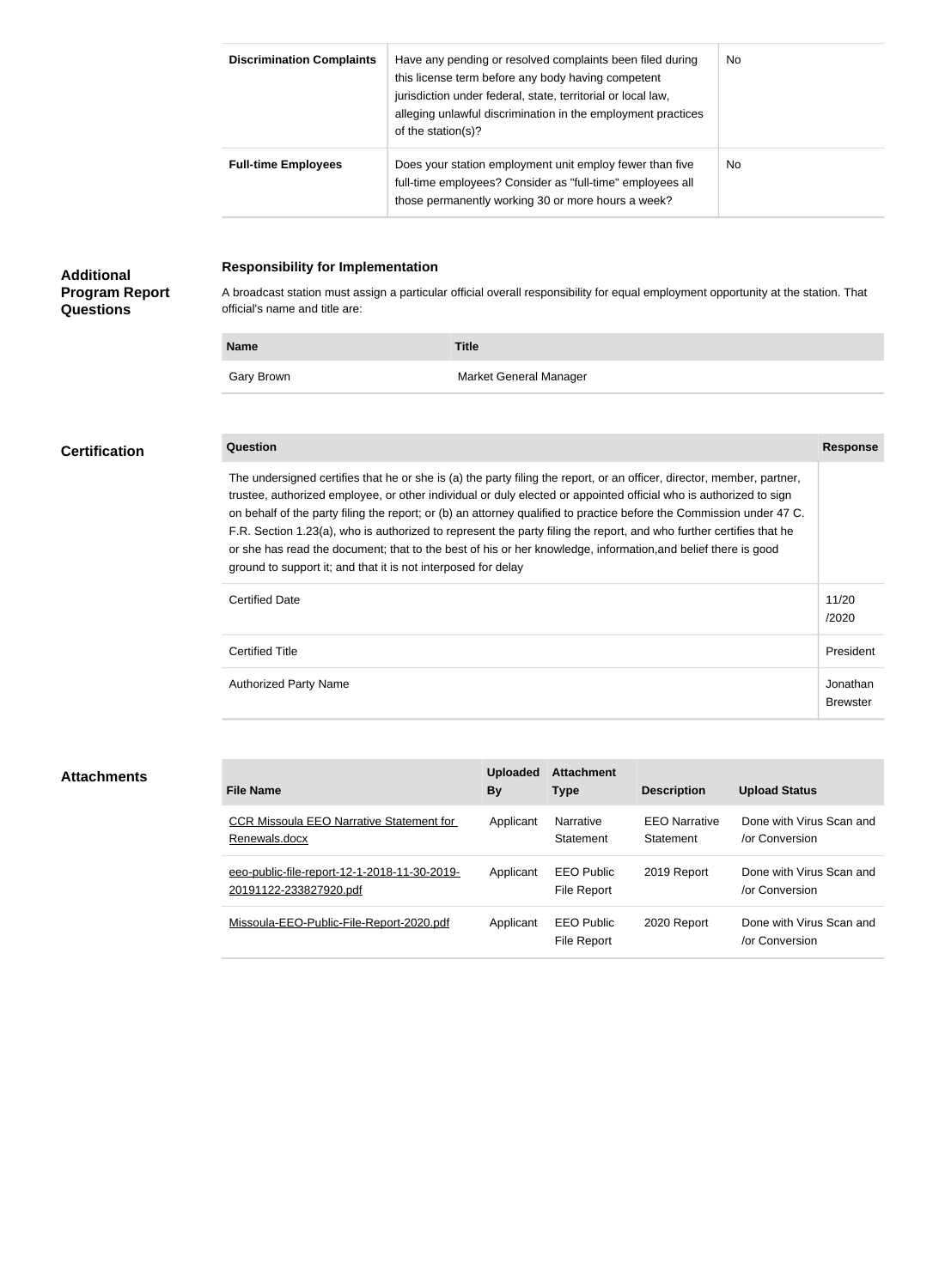| | | |
|---|---|---|
| **Discrimination Complaints** | Have any pending or resolved complaints been filed during this license term before any body having competent jurisdiction under federal, state, territorial or local law, alleging unlawful discrimination in the employment practices of the station(s)? | No |
| **Full-time Employees** | Does your station employment unit employ fewer than five full-time employees? Consider as "full-time" employees all those permanently working 30 or more hours a week? | No |

## Additional Program Report Questions

**Responsibility for Implementation**

A broadcast station must assign a particular official overall responsibility for equal employment opportunity at the station. That official's name and title are:

| Name | Title |
|---|---|
| Gary Brown | Market General Manager |

## Certification

| Question | Response |
|---|---|
| The undersigned certifies that he or she is (a) the party filing the report, or an officer, director, member, partner, trustee, authorized employee, or other individual or duly elected or appointed official who is authorized to sign on behalf of the party filing the report; or (b) an attorney qualified to practice before the Commission under 47 C.F.R. Section 1.23(a), who is authorized to represent the party filing the report, and who further certifies that he or she has read the document; that to the best of his or her knowledge, information,and belief there is good ground to support it; and that it is not interposed for delay | |
| Certified Date | 11/20/2020 |
| Certified Title | President |
| Authorized Party Name | Jonathan Brewster |

## Attachments

| File Name | Uploaded By | Attachment Type | Description | Upload Status |
|---|---|---|---|---|
| CCR Missoula EEO Narrative Statement for Renewals.docx | Applicant | Narrative Statement | EEO Narrative Statement | Done with Virus Scan and /or Conversion |
| eeo-public-file-report-12-1-2018-11-30-2019-20191122-233827920.pdf | Applicant | EEO Public File Report | 2019 Report | Done with Virus Scan and /or Conversion |
| Missoula-EEO-Public-File-Report-2020.pdf | Applicant | EEO Public File Report | 2020 Report | Done with Virus Scan and /or Conversion |